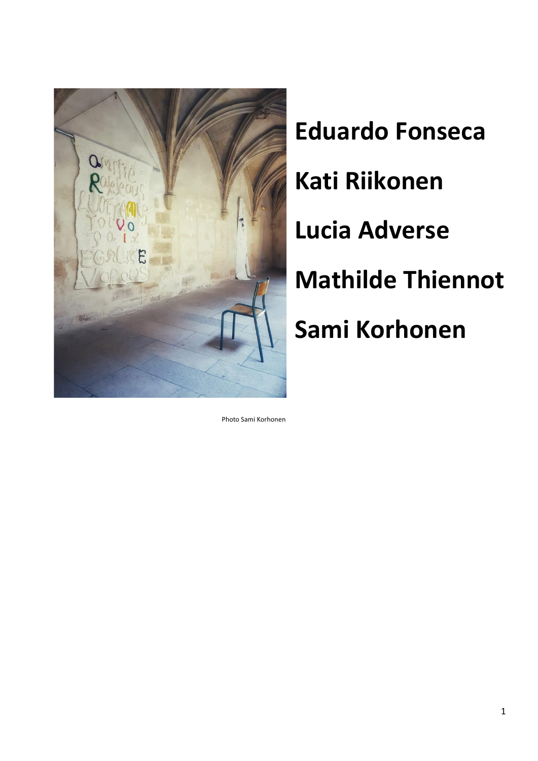# Eduardo Fonseca

# Kati Riikonen

# Lucia Adverse

# Mathilde Thiennot

# Sami Korhonen

Photo Sami Korhonen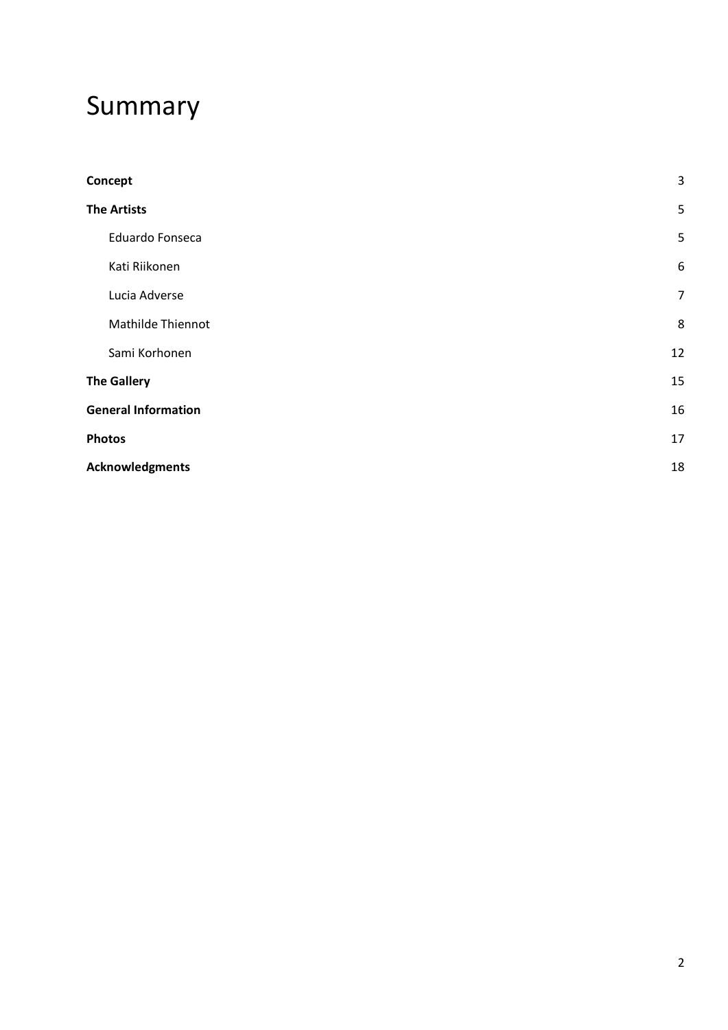# Summary

| | |
|---|---|
| **Concept** | 3 |
| **The Artists** | 5 |
| Eduardo Fonseca | 5 |
| Kati Riikonen | 6 |
| Lucia Adverse | 7 |
| Mathilde Thiennot | 8 |
| Sami Korhonen | 12 |
| **The Gallery** | 15 |
| **General Information** | 16 |
| **Photos** | 17 |
| **Acknowledgments** | 18 |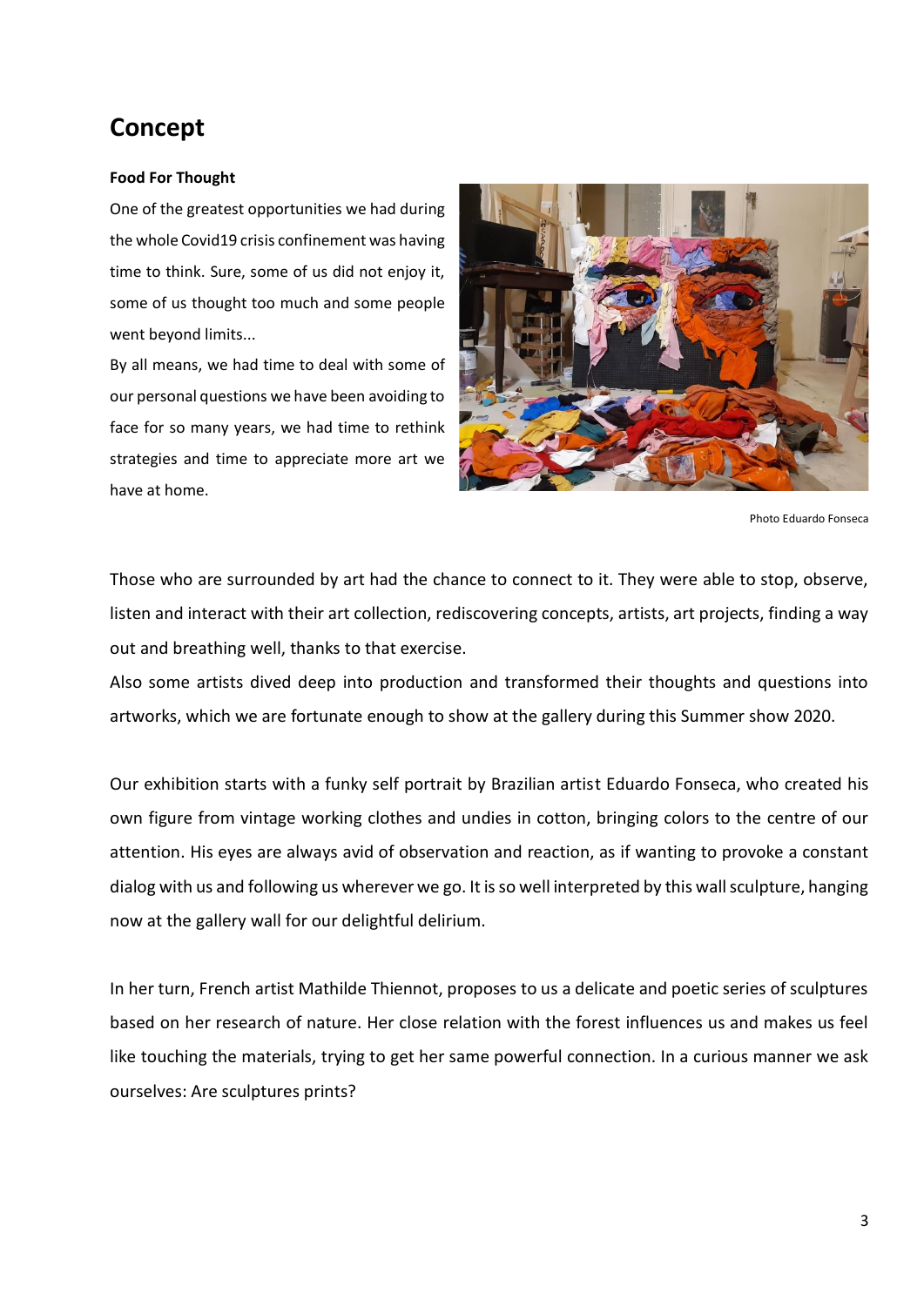## Concept

**Food For Thought**

One of the greatest opportunities we had during the whole Covid19 crisis confinement was having time to think. Sure, some of us did not enjoy it, some of us thought too much and some people went beyond limits...

By all means, we had time to deal with some of our personal questions we have been avoiding to face for so many years, we had time to rethink strategies and time to appreciate more art we have at home.

Photo Eduardo Fonseca

Those who are surrounded by art had the chance to connect to it. They were able to stop, observe, listen and interact with their art collection, rediscovering concepts, artists, art projects, finding a way out and breathing well, thanks to that exercise.

Also some artists dived deep into production and transformed their thoughts and questions into artworks, which we are fortunate enough to show at the gallery during this Summer show 2020.

Our exhibition starts with a funky self portrait by Brazilian artist Eduardo Fonseca, who created his own figure from vintage working clothes and undies in cotton, bringing colors to the centre of our attention. His eyes are always avid of observation and reaction, as if wanting to provoke a constant dialog with us and following us wherever we go. It is so well interpreted by this wall sculpture, hanging now at the gallery wall for our delightful delirium.

In her turn, French artist Mathilde Thiennot, proposes to us a delicate and poetic series of sculptures based on her research of nature. Her close relation with the forest influences us and makes us feel like touching the materials, trying to get her same powerful connection. In a curious manner we ask ourselves: Are sculptures prints?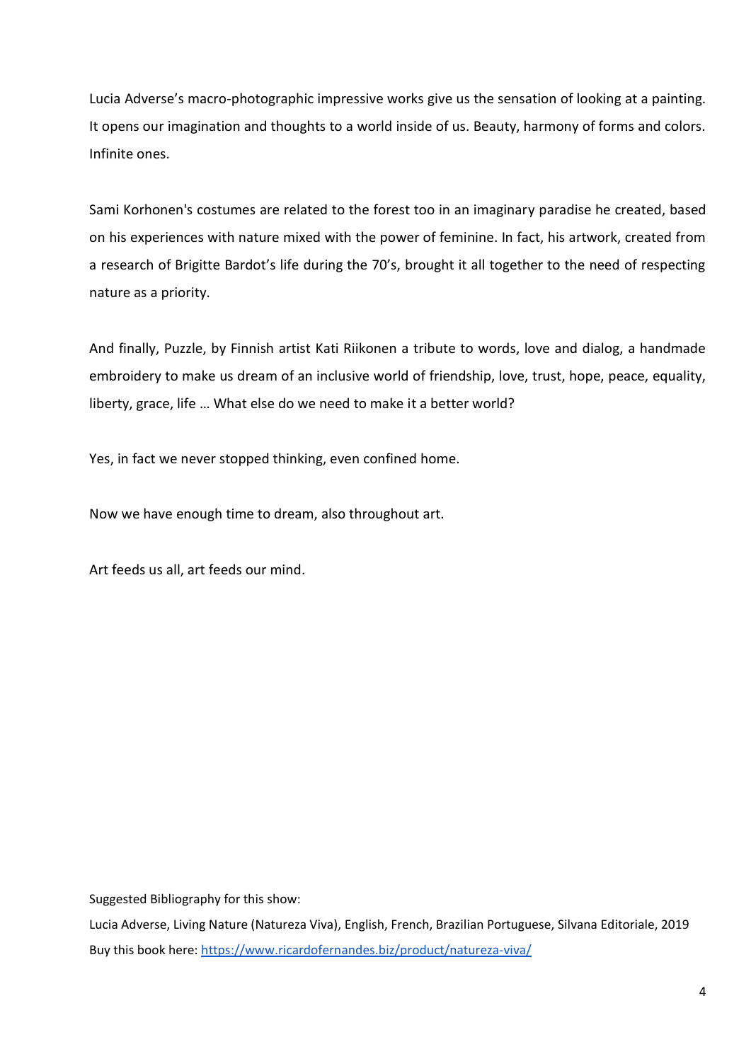Lucia Adverse's macro-photographic impressive works give us the sensation of looking at a painting. It opens our imagination and thoughts to a world inside of us. Beauty, harmony of forms and colors. Infinite ones.

Sami Korhonen's costumes are related to the forest too in an imaginary paradise he created, based on his experiences with nature mixed with the power of feminine. In fact, his artwork, created from a research of Brigitte Bardot's life during the 70's, brought it all together to the need of respecting nature as a priority.

And finally, Puzzle, by Finnish artist Kati Riikonen a tribute to words, love and dialog, a handmade embroidery to make us dream of an inclusive world of friendship, love, trust, hope, peace, equality, liberty, grace, life … What else do we need to make it a better world?

Yes, in fact we never stopped thinking, even confined home.

Now we have enough time to dream, also throughout art.

Art feeds us all, art feeds our mind.

Suggested Bibliography for this show:

Lucia Adverse, Living Nature (Natureza Viva), English, French, Brazilian Portuguese, Silvana Editoriale, 2019

Buy this book here: [https://www.ricardofernandes.biz/product/natureza-viva/](https://www.ricardofernandes.biz/product/natureza-viva/)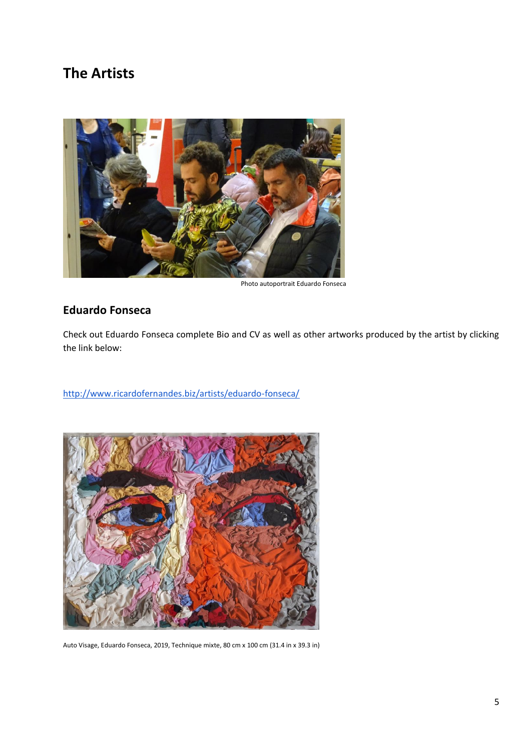## The Artists

Photo autoportrait Eduardo Fonseca

### Eduardo Fonseca

Check out Eduardo Fonseca complete Bio and CV as well as other artworks produced by the artist by clicking the link below:

http://www.ricardofernandes.biz/artists/eduardo-fonseca/

Auto Visage, Eduardo Fonseca, 2019, Technique mixte, 80 cm x 100 cm (31.4 in x 39.3 in)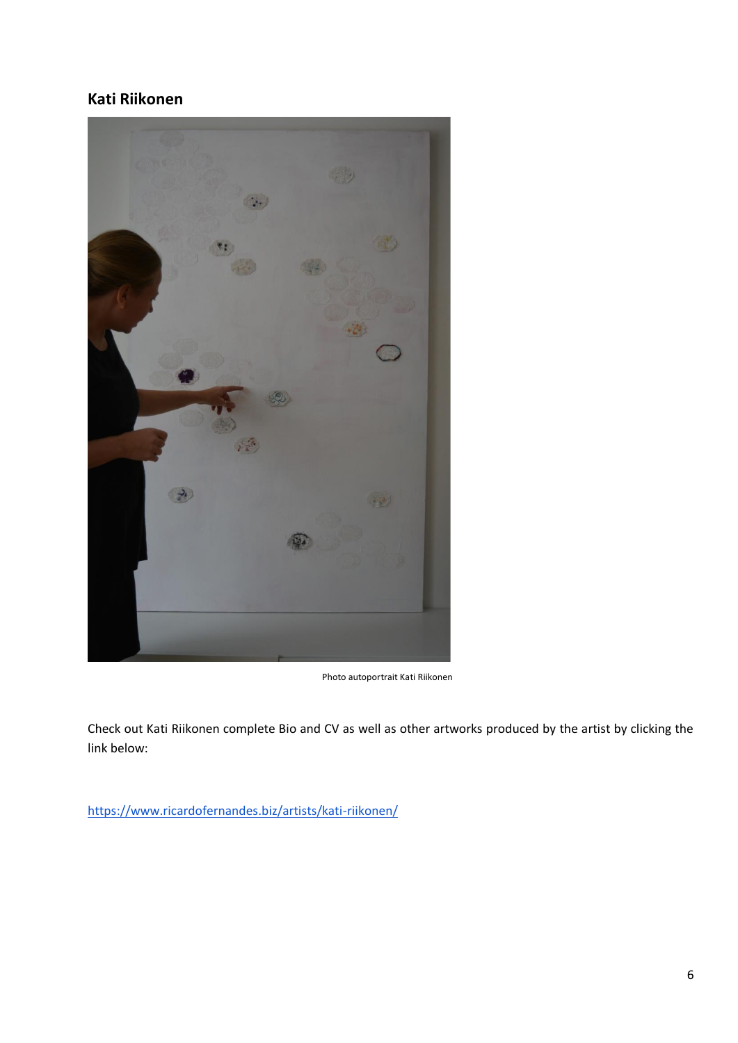## Kati Riikonen

Photo autoportrait Kati Riikonen

Check out Kati Riikonen complete Bio and CV as well as other artworks produced by the artist by clicking the link below:

https://www.ricardofernandes.biz/artists/kati-riikonen/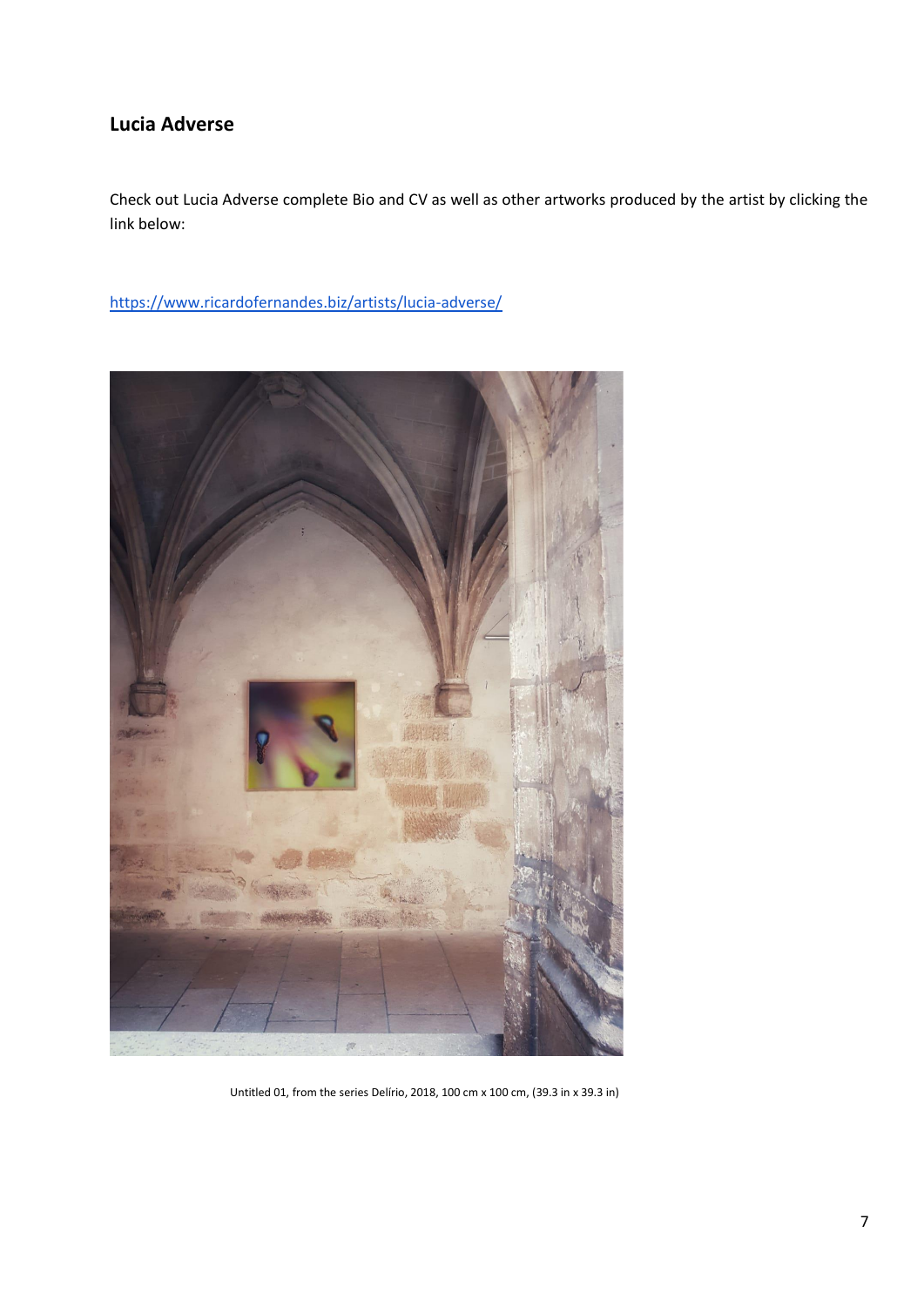## Lucia Adverse

Check out Lucia Adverse complete Bio and CV as well as other artworks produced by the artist by clicking the link below:

https://www.ricardofernandes.biz/artists/lucia-adverse/

Untitled 01, from the series Delírio, 2018, 100 cm x 100 cm, (39.3 in x 39.3 in)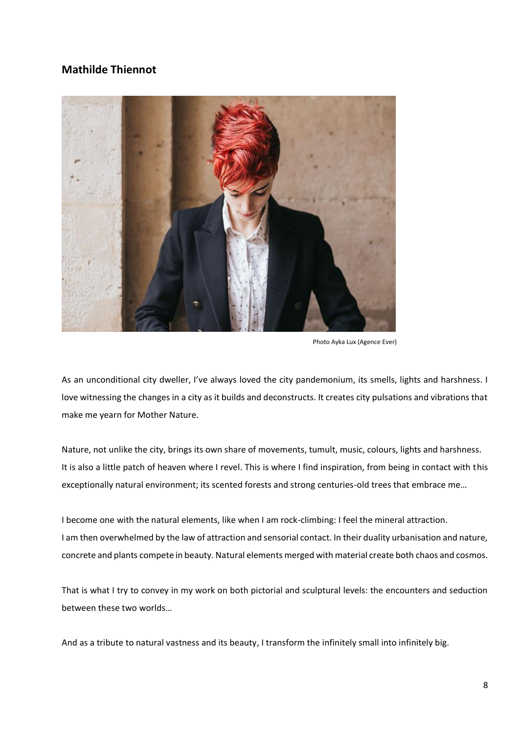## Mathilde Thiennot

Photo Ayka Lux (Agence Ever)

As an unconditional city dweller, I've always loved the city pandemonium, its smells, lights and harshness. I love witnessing the changes in a city as it builds and deconstructs. It creates city pulsations and vibrations that make me yearn for Mother Nature.

Nature, not unlike the city, brings its own share of movements, tumult, music, colours, lights and harshness. It is also a little patch of heaven where I revel. This is where I find inspiration, from being in contact with this exceptionally natural environment; its scented forests and strong centuries-old trees that embrace me…

I become one with the natural elements, like when I am rock-climbing: I feel the mineral attraction.
I am then overwhelmed by the law of attraction and sensorial contact. In their duality urbanisation and nature, concrete and plants compete in beauty. Natural elements merged with material create both chaos and cosmos.

That is what I try to convey in my work on both pictorial and sculptural levels: the encounters and seduction between these two worlds…

And as a tribute to natural vastness and its beauty, I transform the infinitely small into infinitely big.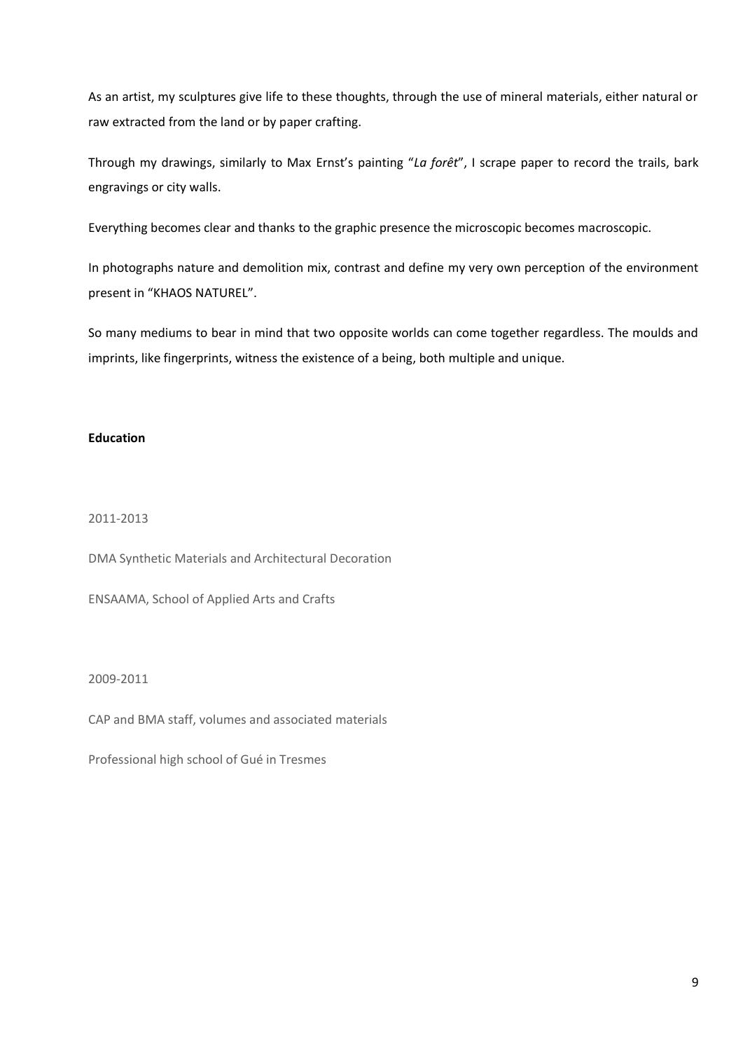As an artist, my sculptures give life to these thoughts, through the use of mineral materials, either natural or raw extracted from the land or by paper crafting.

Through my drawings, similarly to Max Ernst's painting "*La forêt*", I scrape paper to record the trails, bark engravings or city walls.

Everything becomes clear and thanks to the graphic presence the microscopic becomes macroscopic.

In photographs nature and demolition mix, contrast and define my very own perception of the environment present in "KHAOS NATUREL".

So many mediums to bear in mind that two opposite worlds can come together regardless. The moulds and imprints, like fingerprints, witness the existence of a being, both multiple and unique.

**Education**

2011-2013

DMA Synthetic Materials and Architectural Decoration

ENSAAMA, School of Applied Arts and Crafts

2009-2011

CAP and BMA staff, volumes and associated materials

Professional high school of Gué in Tresmes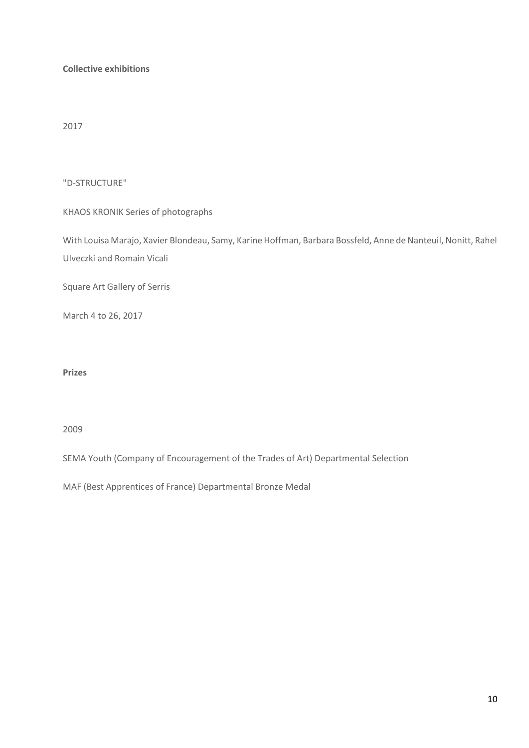**Collective exhibitions**

2017

"D-STRUCTURE"

KHAOS KRONIK Series of photographs

With Louisa Marajo, Xavier Blondeau, Samy, Karine Hoffman, Barbara Bossfeld, Anne de Nanteuil, Nonitt, Rahel Ulveczki and Romain Vicali

Square Art Gallery of Serris

March 4 to 26, 2017

**Prizes**

2009

SEMA Youth (Company of Encouragement of the Trades of Art) Departmental Selection

MAF (Best Apprentices of France) Departmental Bronze Medal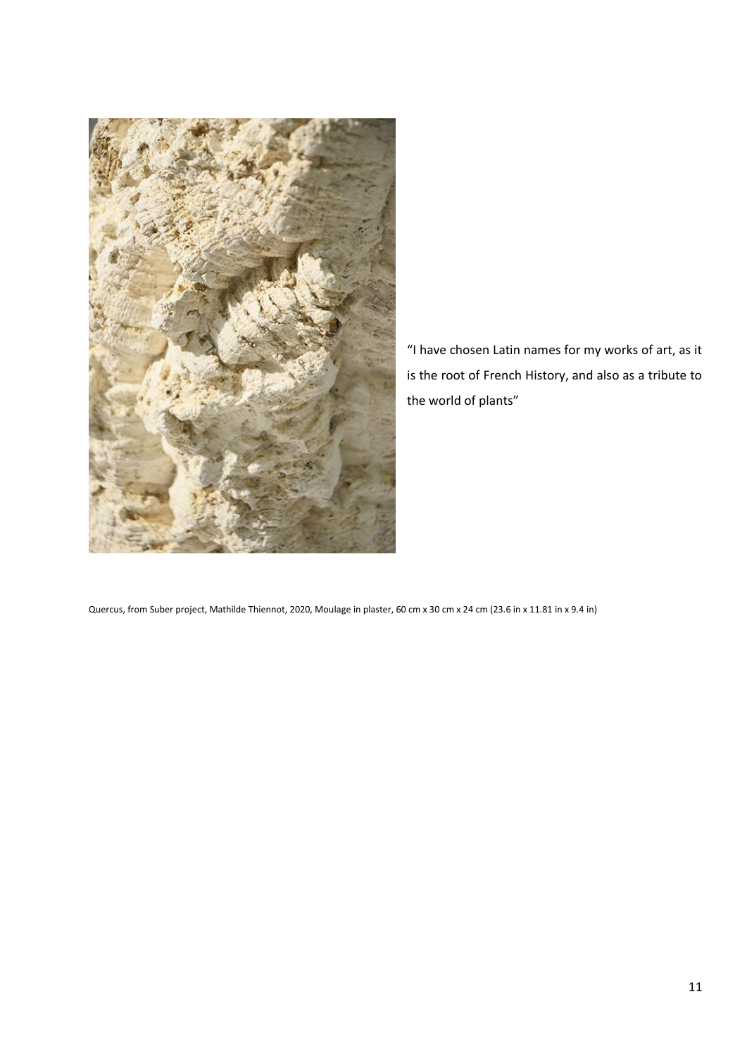"I have chosen Latin names for my works of art, as it is the root of French History, and also as a tribute to the world of plants"

Quercus, from Suber project, Mathilde Thiennot, 2020, Moulage in plaster, 60 cm x 30 cm x 24 cm (23.6 in x 11.81 in x 9.4 in)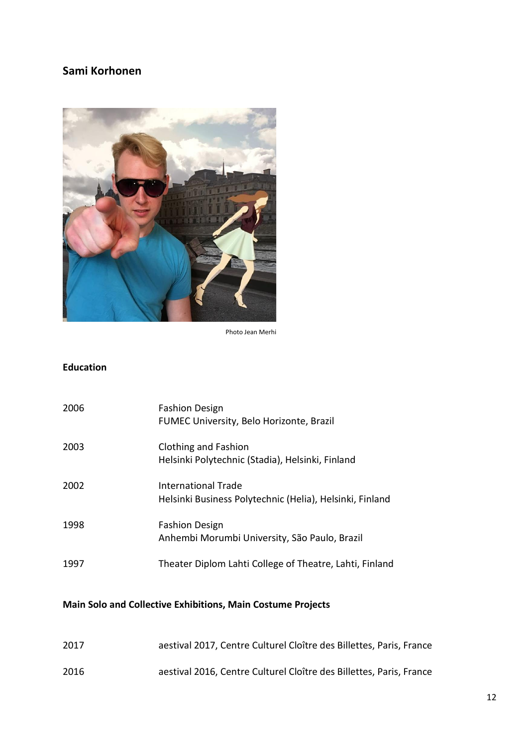## Sami Korhonen

Photo Jean Merhi

### Education

| | |
|---|---|
| 2006 | Fashion Design<br>FUMEC University, Belo Horizonte, Brazil |
| 2003 | Clothing and Fashion<br>Helsinki Polytechnic (Stadia), Helsinki, Finland |
| 2002 | International Trade<br>Helsinki Business Polytechnic (Helia), Helsinki, Finland |
| 1998 | Fashion Design<br>Anhembi Morumbi University, São Paulo, Brazil |
| 1997 | Theater Diplom Lahti College of Theatre, Lahti, Finland |

### Main Solo and Collective Exhibitions, Main Costume Projects

| | |
|---|---|
| 2017 | aestival 2017, Centre Culturel Cloître des Billettes, Paris, France |
| 2016 | aestival 2016, Centre Culturel Cloître des Billettes, Paris, France |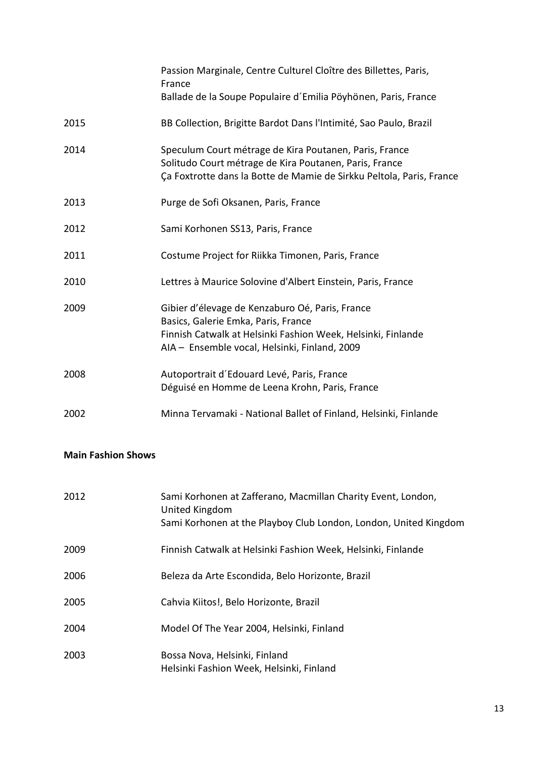| | |
|---|---|
| | Passion Marginale, Centre Culturel Cloître des Billettes, Paris, France<br>Ballade de la Soupe Populaire d´Emilia Pöyhönen, Paris, France |
| 2015 | BB Collection, Brigitte Bardot Dans l'Intimité, Sao Paulo, Brazil |
| 2014 | Speculum Court métrage de Kira Poutanen, Paris, France<br>Solitudo Court métrage de Kira Poutanen, Paris, France<br>Ça Foxtrotte dans la Botte de Mamie de Sirkku Peltola, Paris, France |
| 2013 | Purge de Sofi Oksanen, Paris, France |
| 2012 | Sami Korhonen SS13, Paris, France |
| 2011 | Costume Project for Riikka Timonen, Paris, France |
| 2010 | Lettres à Maurice Solovine d'Albert Einstein, Paris, France |
| 2009 | Gibier d'élevage de Kenzaburo Oé, Paris, France<br>Basics, Galerie Emka, Paris, France<br>Finnish Catwalk at Helsinki Fashion Week, Helsinki, Finlande<br>AIA – Ensemble vocal, Helsinki, Finland, 2009 |
| 2008 | Autoportrait d´Edouard Levé, Paris, France<br>Déguisé en Homme de Leena Krohn, Paris, France |
| 2002 | Minna Tervamaki - National Ballet of Finland, Helsinki, Finlande |

**Main Fashion Shows**

| | |
|---|---|
| 2012 | Sami Korhonen at Zafferano, Macmillan Charity Event, London, United Kingdom<br>Sami Korhonen at the Playboy Club London, London, United Kingdom |
| 2009 | Finnish Catwalk at Helsinki Fashion Week, Helsinki, Finlande |
| 2006 | Beleza da Arte Escondida, Belo Horizonte, Brazil |
| 2005 | Cahvia Kiitos!, Belo Horizonte, Brazil |
| 2004 | Model Of The Year 2004, Helsinki, Finland |
| 2003 | Bossa Nova, Helsinki, Finland<br>Helsinki Fashion Week, Helsinki, Finland |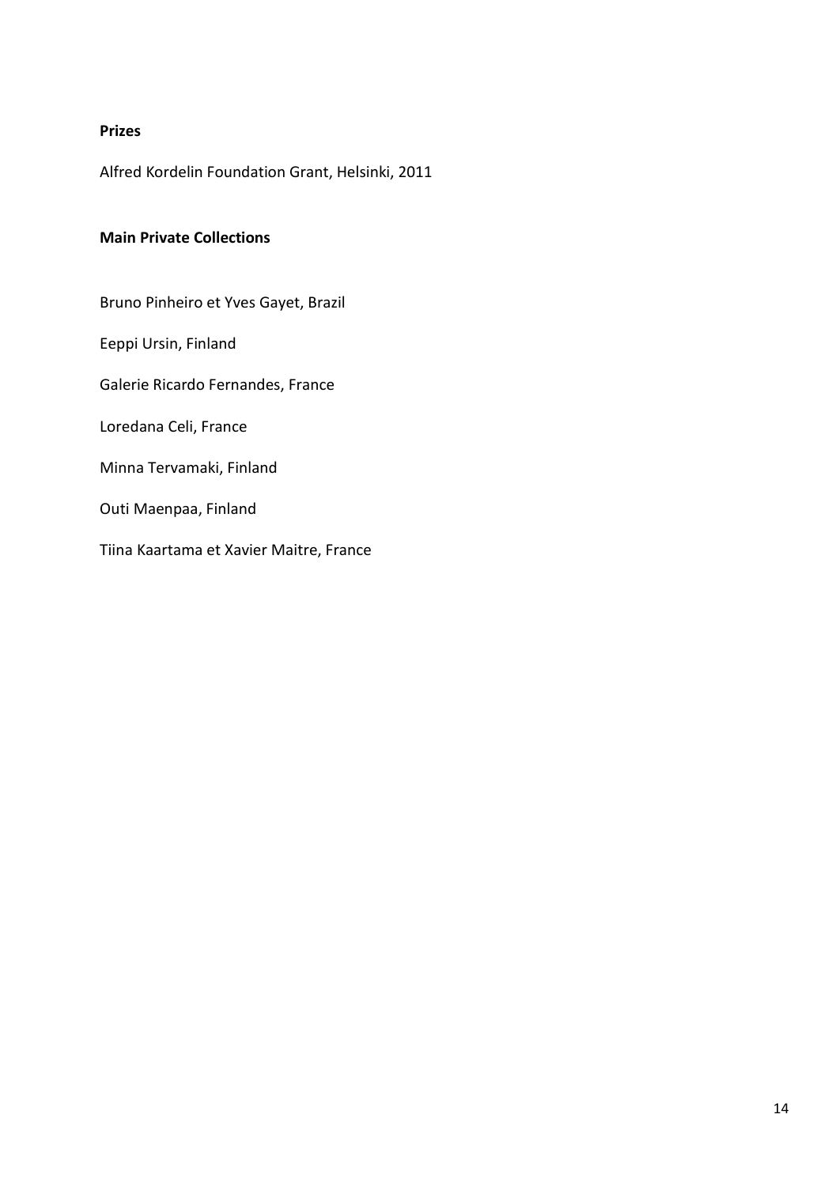**Prizes**

Alfred Kordelin Foundation Grant, Helsinki, 2011

**Main Private Collections**

Bruno Pinheiro et Yves Gayet, Brazil

Eeppi Ursin, Finland

Galerie Ricardo Fernandes, France

Loredana Celi, France

Minna Tervamaki, Finland

Outi Maenpaa, Finland

Tiina Kaartama et Xavier Maitre, France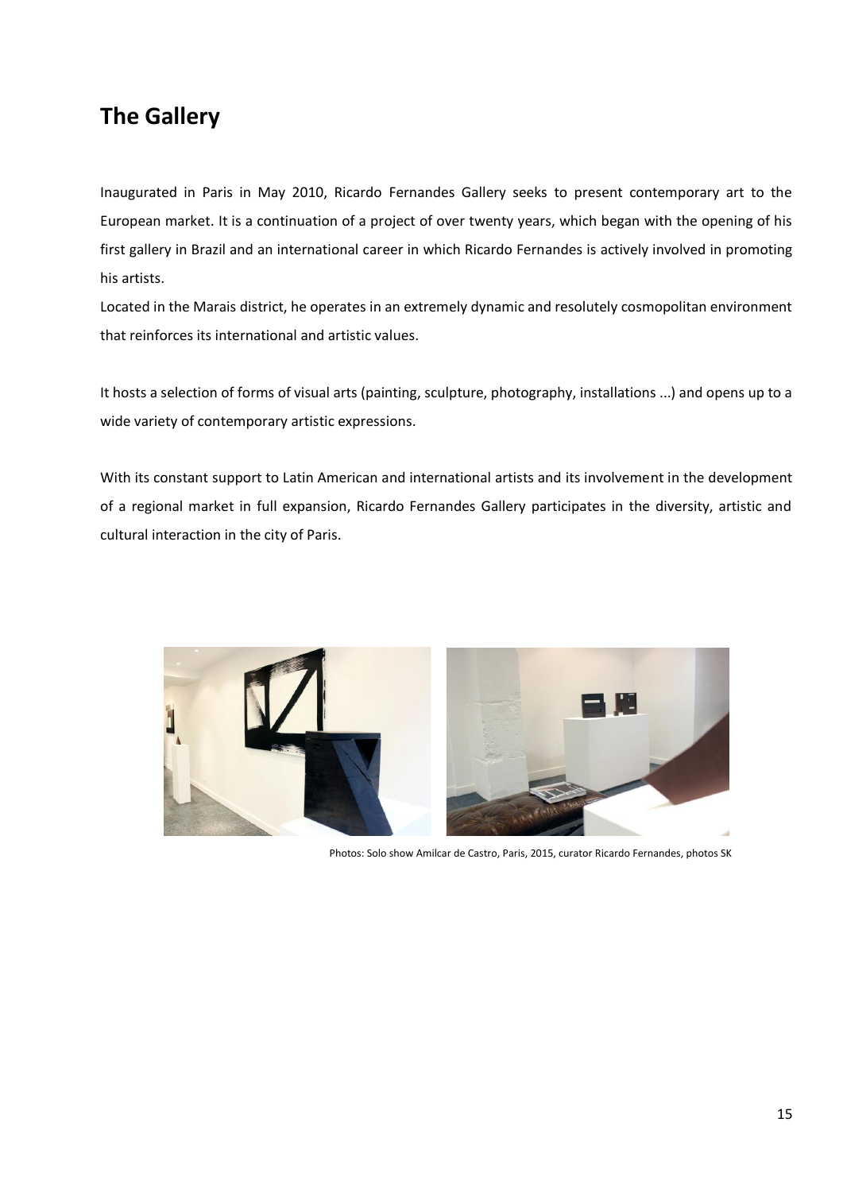## The Gallery

Inaugurated in Paris in May 2010, Ricardo Fernandes Gallery seeks to present contemporary art to the European market. It is a continuation of a project of over twenty years, which began with the opening of his first gallery in Brazil and an international career in which Ricardo Fernandes is actively involved in promoting his artists.

Located in the Marais district, he operates in an extremely dynamic and resolutely cosmopolitan environment that reinforces its international and artistic values.

It hosts a selection of forms of visual arts (painting, sculpture, photography, installations ...) and opens up to a wide variety of contemporary artistic expressions.

With its constant support to Latin American and international artists and its involvement in the development of a regional market in full expansion, Ricardo Fernandes Gallery participates in the diversity, artistic and cultural interaction in the city of Paris.

Photos: Solo show Amilcar de Castro, Paris, 2015, curator Ricardo Fernandes, photos SK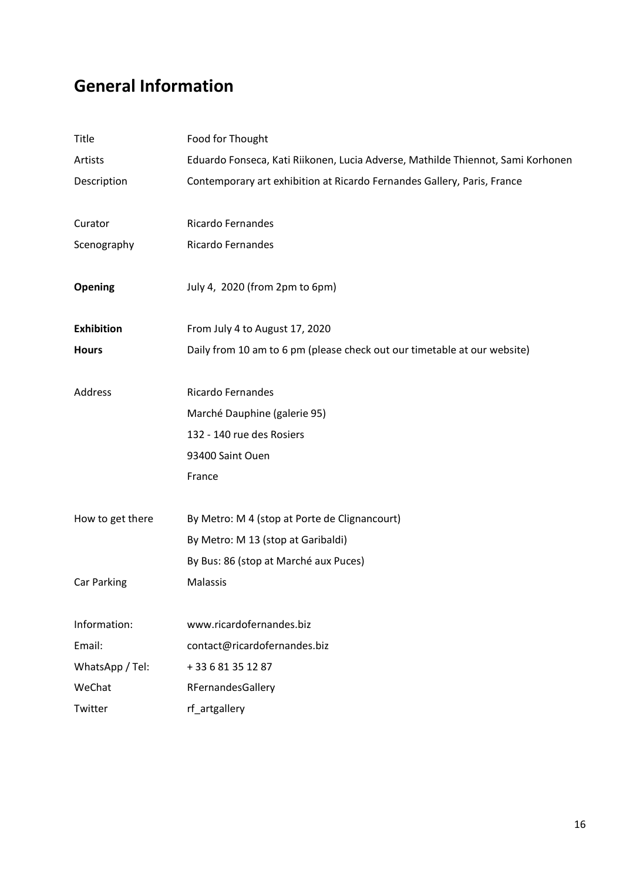# General Information

| | |
|---|---|
| Title | Food for Thought |
| Artists | Eduardo Fonseca, Kati Riikonen, Lucia Adverse, Mathilde Thiennot, Sami Korhonen |
| Description | Contemporary art exhibition at Ricardo Fernandes Gallery, Paris, France |
| | |
| Curator | Ricardo Fernandes |
| Scenography | Ricardo Fernandes |
| | |
| **Opening** | July 4, 2020 (from 2pm to 6pm) |
| | |
| **Exhibition** | From July 4 to August 17, 2020 |
| **Hours** | Daily from 10 am to 6 pm (please check out our timetable at our website) |
| | |
| Address | Ricardo Fernandes<br>Marché Dauphine (galerie 95)<br>132 - 140 rue des Rosiers<br>93400 Saint Ouen<br>France |
| | |
| How to get there | By Metro: M 4 (stop at Porte de Clignancourt)<br>By Metro: M 13 (stop at Garibaldi)<br>By Bus: 86 (stop at Marché aux Puces) |
| Car Parking | Malassis |
| | |
| Information: | www.ricardofernandes.biz |
| Email: | contact@ricardofernandes.biz |
| WhatsApp / Tel: | + 33 6 81 35 12 87 |
| WeChat | RFernandesGallery |
| Twitter | rf_artgallery |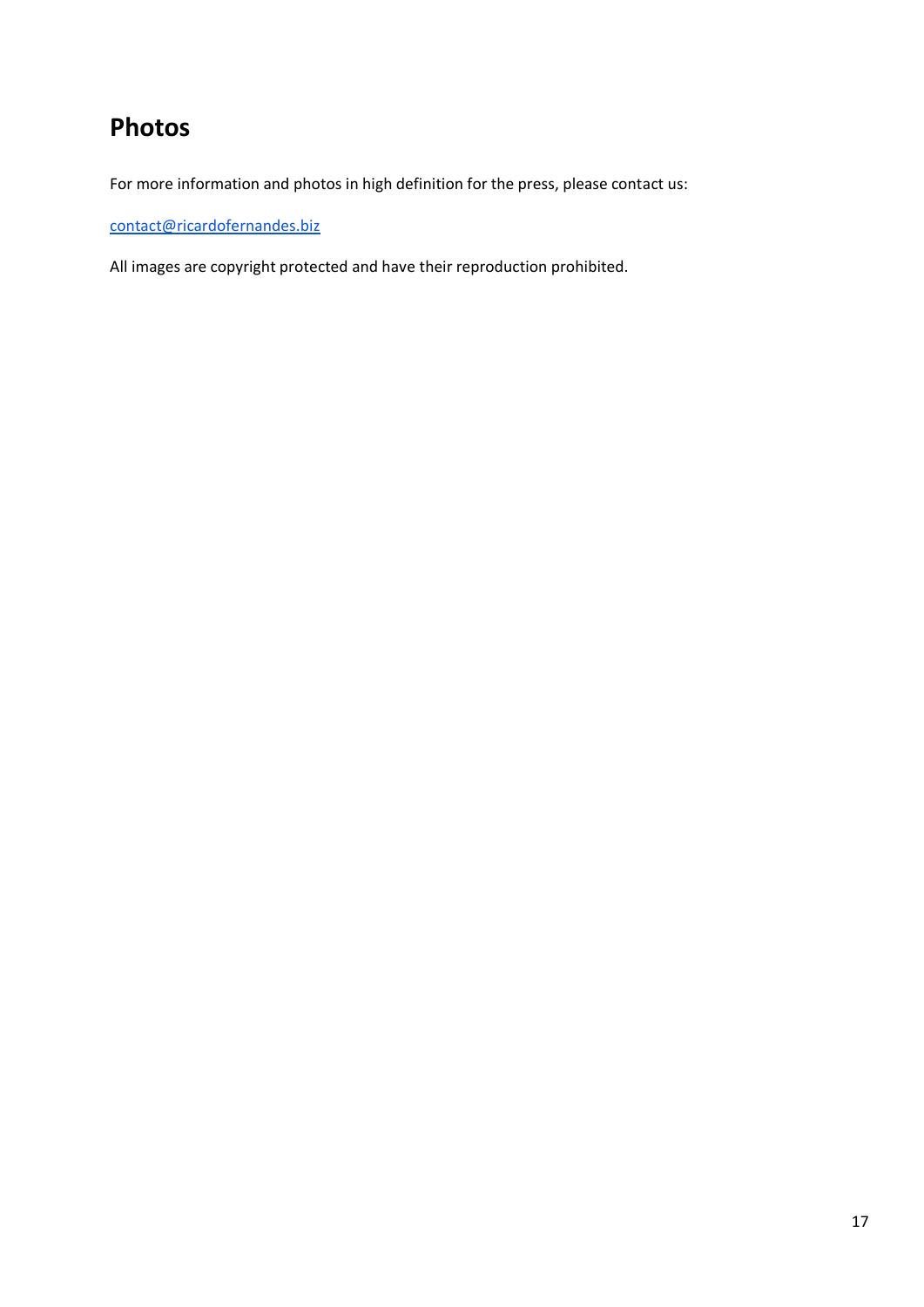# Photos

For more information and photos in high definition for the press, please contact us:

contact@ricardofernandes.biz

All images are copyright protected and have their reproduction prohibited.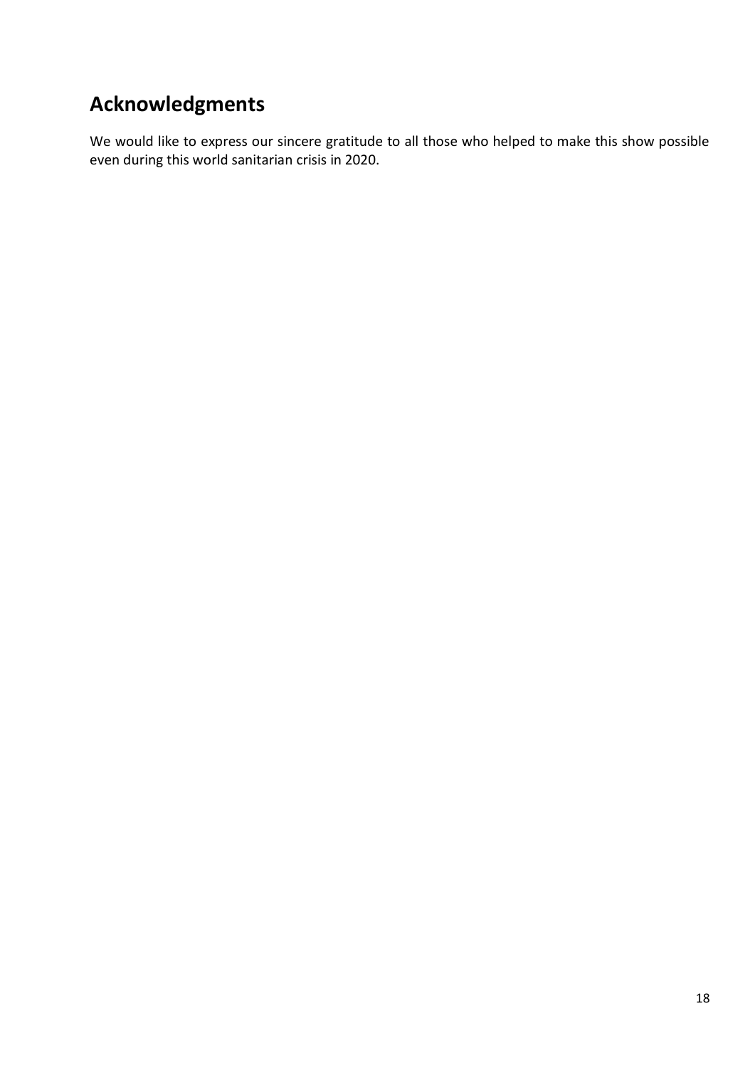## Acknowledgments

We would like to express our sincere gratitude to all those who helped to make this show possible even during this world sanitarian crisis in 2020.